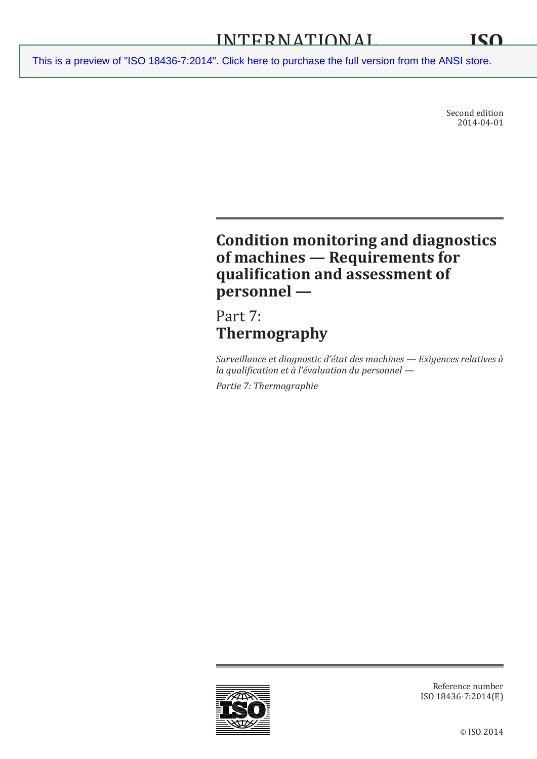INTERNATIONAL STANDARD

ISO 18436-7

This is a preview of "ISO 18436-7:2014". Click here to purchase the full version from the ANSI store.

Second edition
2014-04-01

# Condition monitoring and diagnostics of machines — Requirements for qualification and assessment of personnel —

## Part 7:
## Thermography

*Surveillance et diagnostic d'état des machines — Exigences relatives à la qualification et à l'évaluation du personnel —*

*Partie 7: Thermographie*

Reference number
ISO 18436-7:2014(E)

© ISO 2014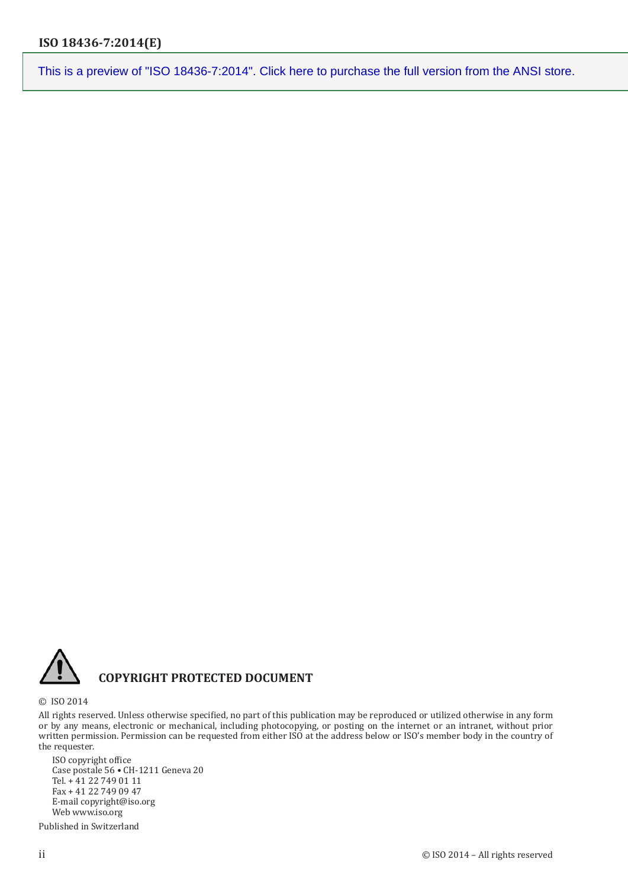This is a preview of "ISO 18436-7:2014". Click here to purchase the full version from the ANSI store.

**COPYRIGHT PROTECTED DOCUMENT**

© ISO 2014

All rights reserved. Unless otherwise specified, no part of this publication may be reproduced or utilized otherwise in any form or by any means, electronic or mechanical, including photocopying, or posting on the internet or an intranet, without prior written permission. Permission can be requested from either ISO at the address below or ISO's member body in the country of the requester.

ISO copyright office
Case postale 56 • CH-1211 Geneva 20
Tel. + 41 22 749 01 11
Fax + 41 22 749 09 47
E-mail copyright@iso.org
Web www.iso.org

Published in Switzerland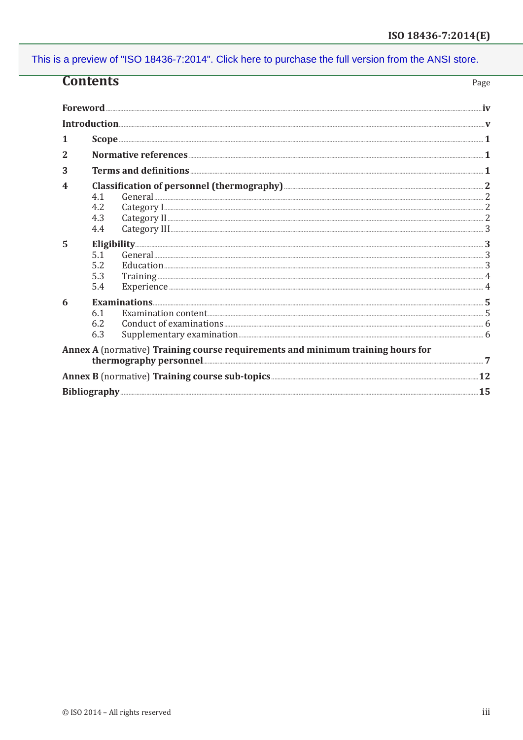This is a preview of "ISO 18436-7:2014". Click here to purchase the full version from the ANSI store.

# Contents

| | Page |
|---|---|
| **Foreword** | **iv** |
| **Introduction** | **v** |
| **1 Scope** | **1** |
| **2 Normative references** | **1** |
| **3 Terms and definitions** | **1** |
| **4 Classification of personnel (thermography)** | **2** |
| 4.1 General | 2 |
| 4.2 Category I | 2 |
| 4.3 Category II | 2 |
| 4.4 Category III | 3 |
| **5 Eligibility** | **3** |
| 5.1 General | 3 |
| 5.2 Education | 3 |
| 5.3 Training | 4 |
| 5.4 Experience | 4 |
| **6 Examinations** | **5** |
| 6.1 Examination content | 5 |
| 6.2 Conduct of examinations | 6 |
| 6.3 Supplementary examination | 6 |
| **Annex A** (normative) **Training course requirements and minimum training hours for thermography personnel** | **7** |
| **Annex B** (normative) **Training course sub-topics** | **12** |
| **Bibliography** | **15** |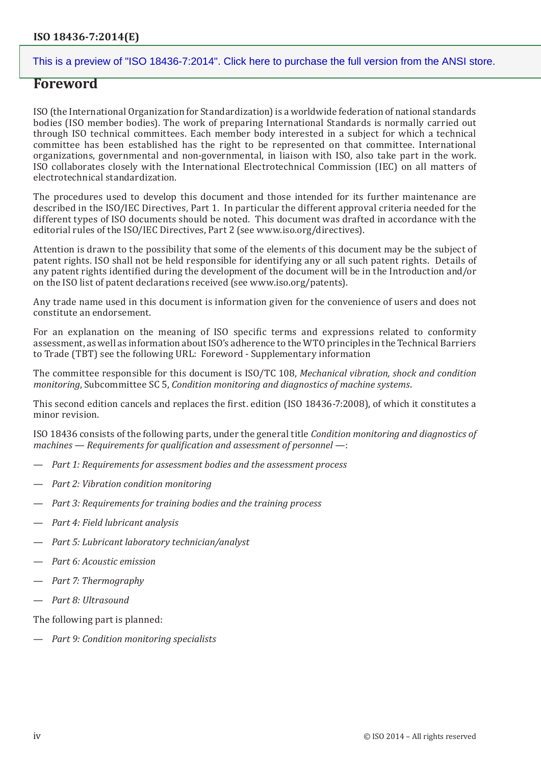# Foreword

ISO (the International Organization for Standardization) is a worldwide federation of national standards bodies (ISO member bodies). The work of preparing International Standards is normally carried out through ISO technical committees. Each member body interested in a subject for which a technical committee has been established has the right to be represented on that committee. International organizations, governmental and non-governmental, in liaison with ISO, also take part in the work. ISO collaborates closely with the International Electrotechnical Commission (IEC) on all matters of electrotechnical standardization.

The procedures used to develop this document and those intended for its further maintenance are described in the ISO/IEC Directives, Part 1. In particular the different approval criteria needed for the different types of ISO documents should be noted. This document was drafted in accordance with the editorial rules of the ISO/IEC Directives, Part 2 (see www.iso.org/directives).

Attention is drawn to the possibility that some of the elements of this document may be the subject of patent rights. ISO shall not be held responsible for identifying any or all such patent rights. Details of any patent rights identified during the development of the document will be in the Introduction and/or on the ISO list of patent declarations received (see www.iso.org/patents).

Any trade name used in this document is information given for the convenience of users and does not constitute an endorsement.

For an explanation on the meaning of ISO specific terms and expressions related to conformity assessment, as well as information about ISO's adherence to the WTO principles in the Technical Barriers to Trade (TBT) see the following URL: Foreword - Supplementary information

The committee responsible for this document is ISO/TC 108, *Mechanical vibration, shock and condition monitoring*, Subcommittee SC 5, *Condition monitoring and diagnostics of machine systems*.

This second edition cancels and replaces the first. edition (ISO 18436-7:2008), of which it constitutes a minor revision.

ISO 18436 consists of the following parts, under the general title *Condition monitoring and diagnostics of machines — Requirements for qualification and assessment of personnel* —:

— *Part 1: Requirements for assessment bodies and the assessment process*

— *Part 2: Vibration condition monitoring*

— *Part 3: Requirements for training bodies and the training process*

— *Part 4: Field lubricant analysis*

— *Part 5: Lubricant laboratory technician/analyst*

— *Part 6: Acoustic emission*

— *Part 7: Thermography*

— *Part 8: Ultrasound*

The following part is planned:

— *Part 9: Condition monitoring specialists*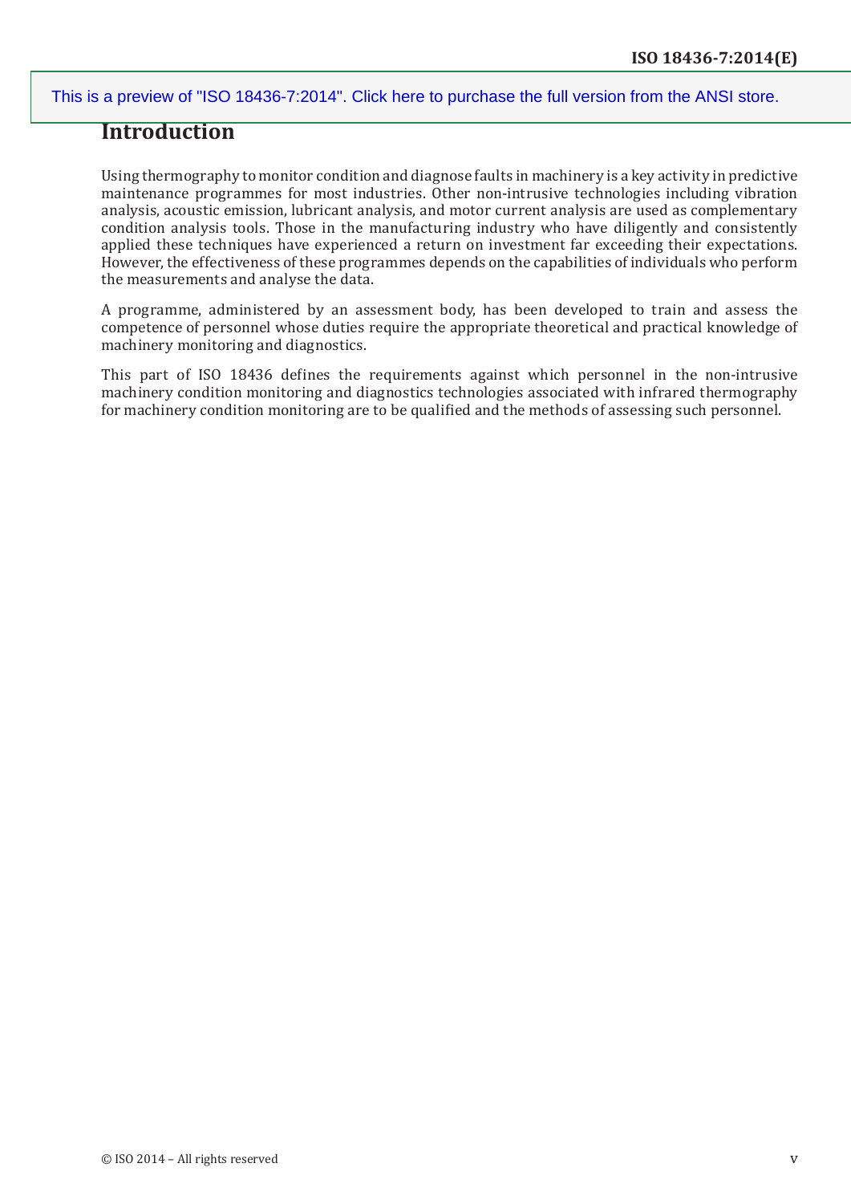## Introduction

Using thermography to monitor condition and diagnose faults in machinery is a key activity in predictive maintenance programmes for most industries. Other non-intrusive technologies including vibration analysis, acoustic emission, lubricant analysis, and motor current analysis are used as complementary condition analysis tools. Those in the manufacturing industry who have diligently and consistently applied these techniques have experienced a return on investment far exceeding their expectations. However, the effectiveness of these programmes depends on the capabilities of individuals who perform the measurements and analyse the data.

A programme, administered by an assessment body, has been developed to train and assess the competence of personnel whose duties require the appropriate theoretical and practical knowledge of machinery monitoring and diagnostics.

This part of ISO 18436 defines the requirements against which personnel in the non-intrusive machinery condition monitoring and diagnostics technologies associated with infrared thermography for machinery condition monitoring are to be qualified and the methods of assessing such personnel.